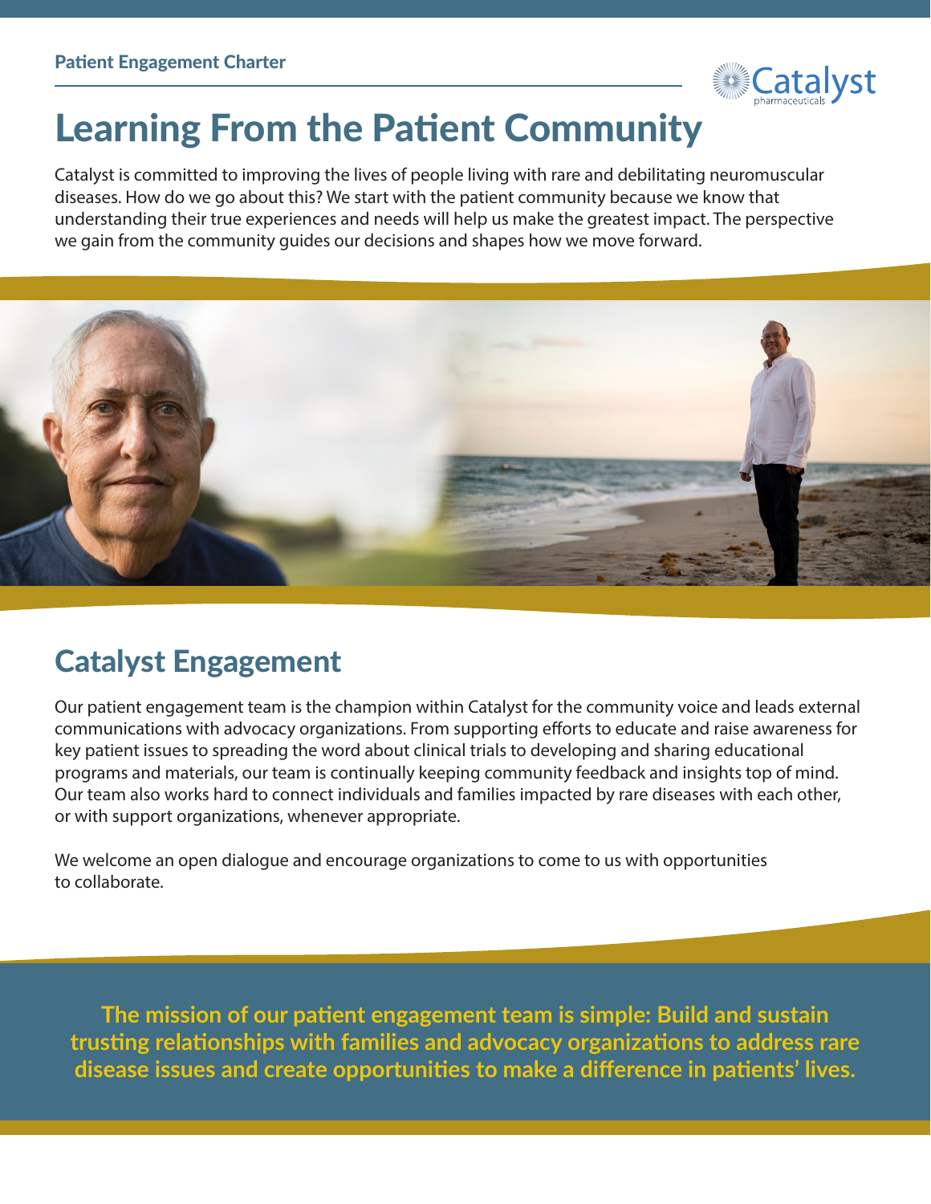Patient Engagement Charter

# Learning From the Patient Community

Catalyst is committed to improving the lives of people living with rare and debilitating neuromuscular diseases. How do we go about this? We start with the patient community because we know that understanding their true experiences and needs will help us make the greatest impact. The perspective we gain from the community guides our decisions and shapes how we move forward.

## Catalyst Engagement

Our patient engagement team is the champion within Catalyst for the community voice and leads external communications with advocacy organizations. From supporting efforts to educate and raise awareness for key patient issues to spreading the word about clinical trials to developing and sharing educational programs and materials, our team is continually keeping community feedback and insights top of mind. Our team also works hard to connect individuals and families impacted by rare diseases with each other, or with support organizations, whenever appropriate.

We welcome an open dialogue and encourage organizations to come to us with opportunities to collaborate.

**The mission of our patient engagement team is simple: Build and sustain trusting relationships with families and advocacy organizations to address rare disease issues and create opportunities to make a difference in patients' lives.**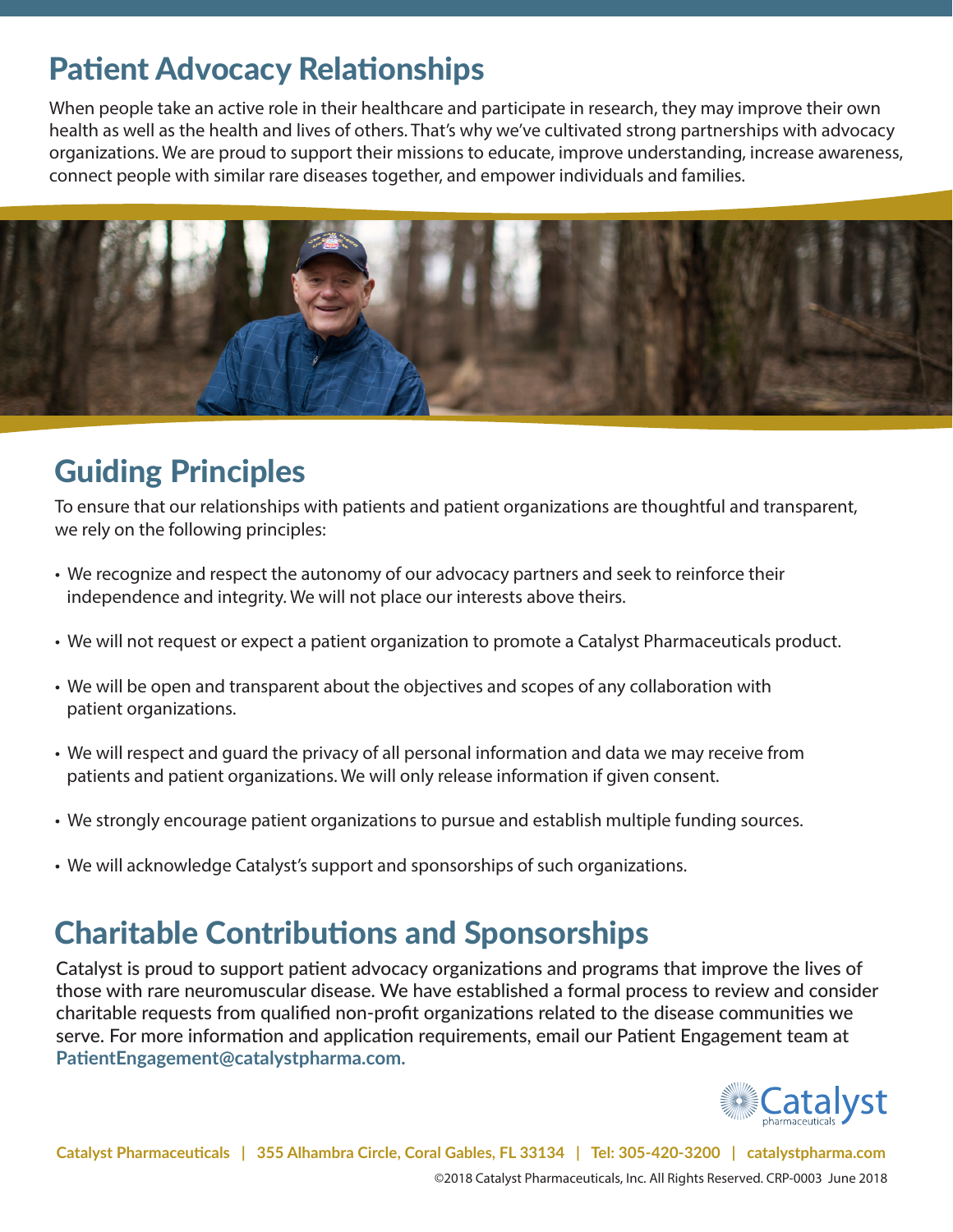## Patient Advocacy Relationships

When people take an active role in their healthcare and participate in research, they may improve their own health as well as the health and lives of others. That's why we've cultivated strong partnerships with advocacy organizations. We are proud to support their missions to educate, improve understanding, increase awareness, connect people with similar rare diseases together, and empower individuals and families.

## Guiding Principles

To ensure that our relationships with patients and patient organizations are thoughtful and transparent, we rely on the following principles:

- We recognize and respect the autonomy of our advocacy partners and seek to reinforce their independence and integrity. We will not place our interests above theirs.
- We will not request or expect a patient organization to promote a Catalyst Pharmaceuticals product.
- We will be open and transparent about the objectives and scopes of any collaboration with patient organizations.
- We will respect and guard the privacy of all personal information and data we may receive from patients and patient organizations. We will only release information if given consent.
- We strongly encourage patient organizations to pursue and establish multiple funding sources.
- We will acknowledge Catalyst's support and sponsorships of such organizations.

## Charitable Contributions and Sponsorships

Catalyst is proud to support patient advocacy organizations and programs that improve the lives of those with rare neuromuscular disease. We have established a formal process to review and consider charitable requests from qualified non-profit organizations related to the disease communities we serve. For more information and application requirements, email our Patient Engagement team at **PatientEngagement@catalystpharma.com.**

Catalyst pharmaceuticals

**Catalyst Pharmaceuticals | 355 Alhambra Circle, Coral Gables, FL 33134 | Tel: 305-420-3200 | catalystpharma.com**

©2018 Catalyst Pharmaceuticals, Inc. All Rights Reserved. CRP-0003 June 2018